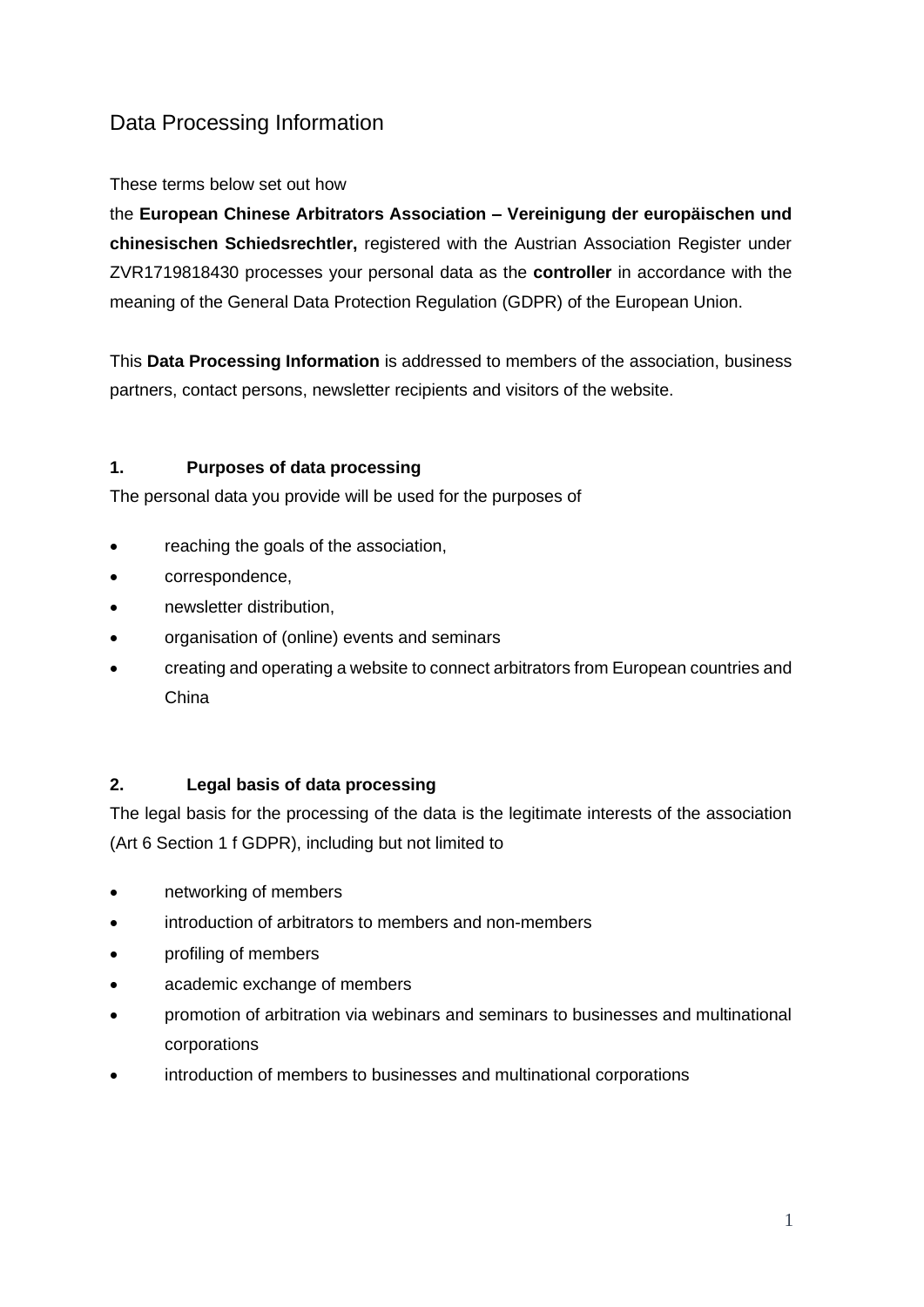# Data Processing Information

These terms below set out how the **European Chinese Arbitrators Association – Vereinigung der europäischen und chinesischen Schiedsrechtler,** registered with the Austrian Association Register under ZVR1719818430 processes your personal data as the **controller** in accordance with the meaning of the General Data Protection Regulation (GDPR) of the European Union.

This **Data Processing Information** is addressed to members of the association, business partners, contact persons, newsletter recipients and visitors of the website.

## 1. Purposes of data processing

The personal data you provide will be used for the purposes of

- reaching the goals of the association,
- correspondence,
- newsletter distribution,
- organisation of (online) events and seminars
- creating and operating a website to connect arbitrators from European countries and China

## 2. Legal basis of data processing

The legal basis for the processing of the data is the legitimate interests of the association (Art 6 Section 1 f GDPR), including but not limited to

- networking of members
- introduction of arbitrators to members and non-members
- profiling of members
- academic exchange of members
- promotion of arbitration via webinars and seminars to businesses and multinational corporations
- introduction of members to businesses and multinational corporations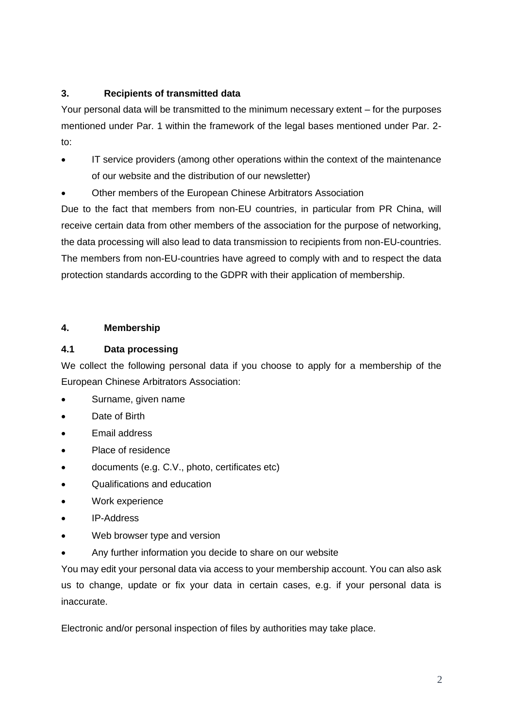## 3. Recipients of transmitted data

Your personal data will be transmitted to the minimum necessary extent – for the purposes mentioned under Par. 1 within the framework of the legal bases mentioned under Par. 2- to:

- IT service providers (among other operations within the context of the maintenance of our website and the distribution of our newsletter)
- Other members of the European Chinese Arbitrators Association

Due to the fact that members from non-EU countries, in particular from PR China, will receive certain data from other members of the association for the purpose of networking, the data processing will also lead to data transmission to recipients from non-EU-countries. The members from non-EU-countries have agreed to comply with and to respect the data protection standards according to the GDPR with their application of membership.

## 4. Membership

### 4.1 Data processing

We collect the following personal data if you choose to apply for a membership of the European Chinese Arbitrators Association:

- Surname, given name
- Date of Birth
- Email address
- Place of residence
- documents (e.g. C.V., photo, certificates etc)
- Qualifications and education
- Work experience
- IP-Address
- Web browser type and version
- Any further information you decide to share on our website

You may edit your personal data via access to your membership account. You can also ask us to change, update or fix your data in certain cases, e.g. if your personal data is inaccurate.

Electronic and/or personal inspection of files by authorities may take place.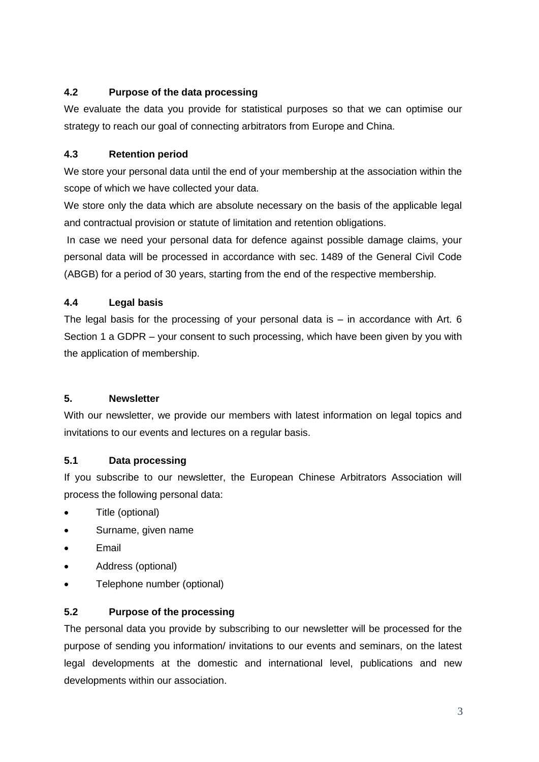### 4.2 Purpose of the data processing

We evaluate the data you provide for statistical purposes so that we can optimise our strategy to reach our goal of connecting arbitrators from Europe and China.

### 4.3 Retention period

We store your personal data until the end of your membership at the association within the scope of which we have collected your data.

We store only the data which are absolute necessary on the basis of the applicable legal and contractual provision or statute of limitation and retention obligations.

In case we need your personal data for defence against possible damage claims, your personal data will be processed in accordance with sec. 1489 of the General Civil Code (ABGB) for a period of 30 years, starting from the end of the respective membership.

### 4.4 Legal basis

The legal basis for the processing of your personal data is – in accordance with Art. 6 Section 1 a GDPR – your consent to such processing, which have been given by you with the application of membership.

## 5. Newsletter

With our newsletter, we provide our members with latest information on legal topics and invitations to our events and lectures on a regular basis.

### 5.1 Data processing

If you subscribe to our newsletter, the European Chinese Arbitrators Association will process the following personal data:

- Title (optional)
- Surname, given name
- Email
- Address (optional)
- Telephone number (optional)

### 5.2 Purpose of the processing

The personal data you provide by subscribing to our newsletter will be processed for the purpose of sending you information/ invitations to our events and seminars, on the latest legal developments at the domestic and international level, publications and new developments within our association.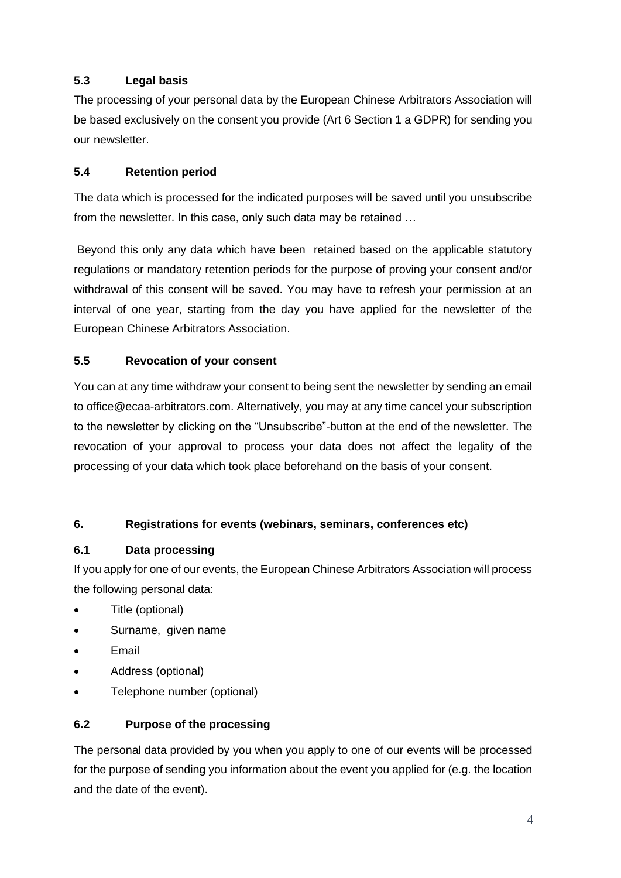### 5.3 Legal basis

The processing of your personal data by the European Chinese Arbitrators Association will be based exclusively on the consent you provide (Art 6 Section 1 a GDPR) for sending you our newsletter.

### 5.4 Retention period

The data which is processed for the indicated purposes will be saved until you unsubscribe from the newsletter. In this case, only such data may be retained …

Beyond this only any data which have been retained based on the applicable statutory regulations or mandatory retention periods for the purpose of proving your consent and/or withdrawal of this consent will be saved. You may have to refresh your permission at an interval of one year, starting from the day you have applied for the newsletter of the European Chinese Arbitrators Association.

### 5.5 Revocation of your consent

You can at any time withdraw your consent to being sent the newsletter by sending an email to office@ecaa-arbitrators.com. Alternatively, you may at any time cancel your subscription to the newsletter by clicking on the "Unsubscribe"-button at the end of the newsletter. The revocation of your approval to process your data does not affect the legality of the processing of your data which took place beforehand on the basis of your consent.

## 6. Registrations for events (webinars, seminars, conferences etc)

### 6.1 Data processing

If you apply for one of our events, the European Chinese Arbitrators Association will process the following personal data:

- Title (optional)
- Surname, given name
- Email
- Address (optional)
- Telephone number (optional)

### 6.2 Purpose of the processing

The personal data provided by you when you apply to one of our events will be processed for the purpose of sending you information about the event you applied for (e.g. the location and the date of the event).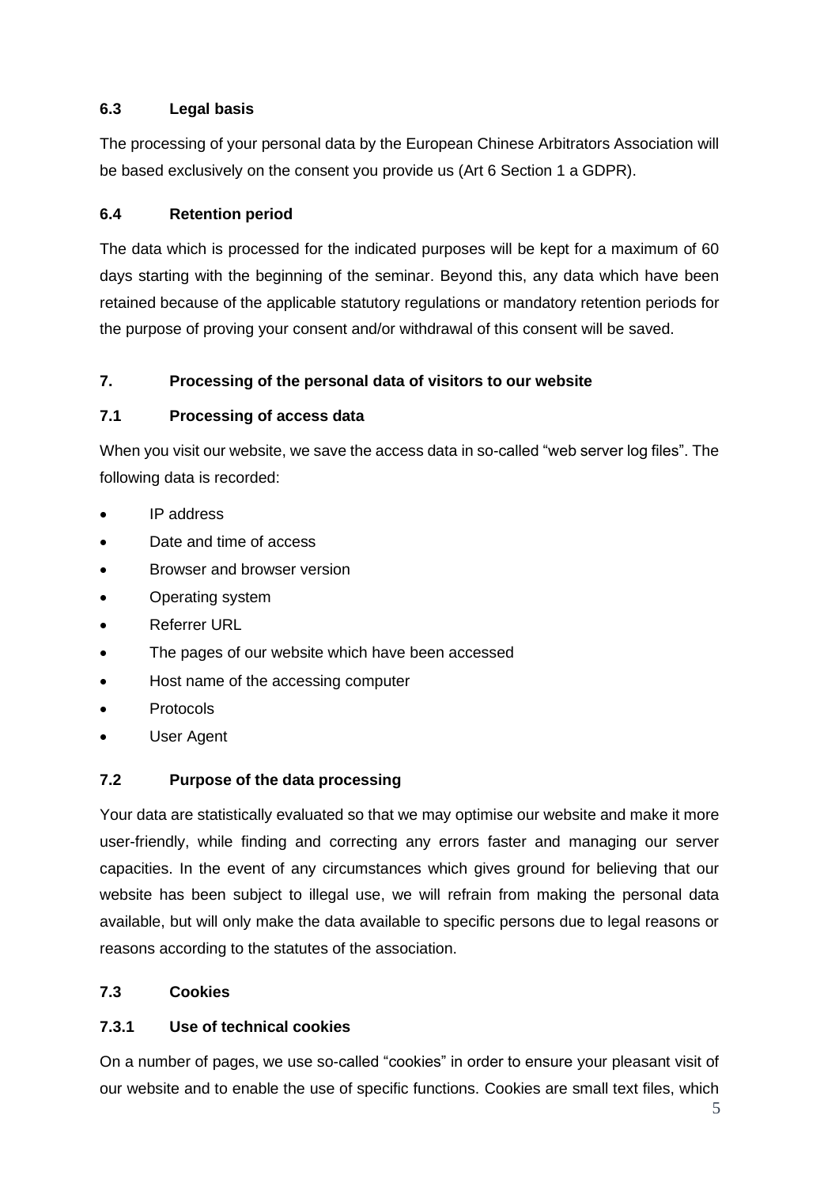### 6.3 Legal basis

The processing of your personal data by the European Chinese Arbitrators Association will be based exclusively on the consent you provide us (Art 6 Section 1 a GDPR).

### 6.4 Retention period

The data which is processed for the indicated purposes will be kept for a maximum of 60 days starting with the beginning of the seminar. Beyond this, any data which have been retained because of the applicable statutory regulations or mandatory retention periods for the purpose of proving your consent and/or withdrawal of this consent will be saved.

## 7. Processing of the personal data of visitors to our website

### 7.1 Processing of access data

When you visit our website, we save the access data in so-called "web server log files". The following data is recorded:

- IP address
- Date and time of access
- Browser and browser version
- Operating system
- Referrer URL
- The pages of our website which have been accessed
- Host name of the accessing computer
- Protocols
- User Agent

### 7.2 Purpose of the data processing

Your data are statistically evaluated so that we may optimise our website and make it more user-friendly, while finding and correcting any errors faster and managing our server capacities. In the event of any circumstances which gives ground for believing that our website has been subject to illegal use, we will refrain from making the personal data available, but will only make the data available to specific persons due to legal reasons or reasons according to the statutes of the association.

### 7.3 Cookies

#### 7.3.1 Use of technical cookies

On a number of pages, we use so-called "cookies" in order to ensure your pleasant visit of our website and to enable the use of specific functions. Cookies are small text files, which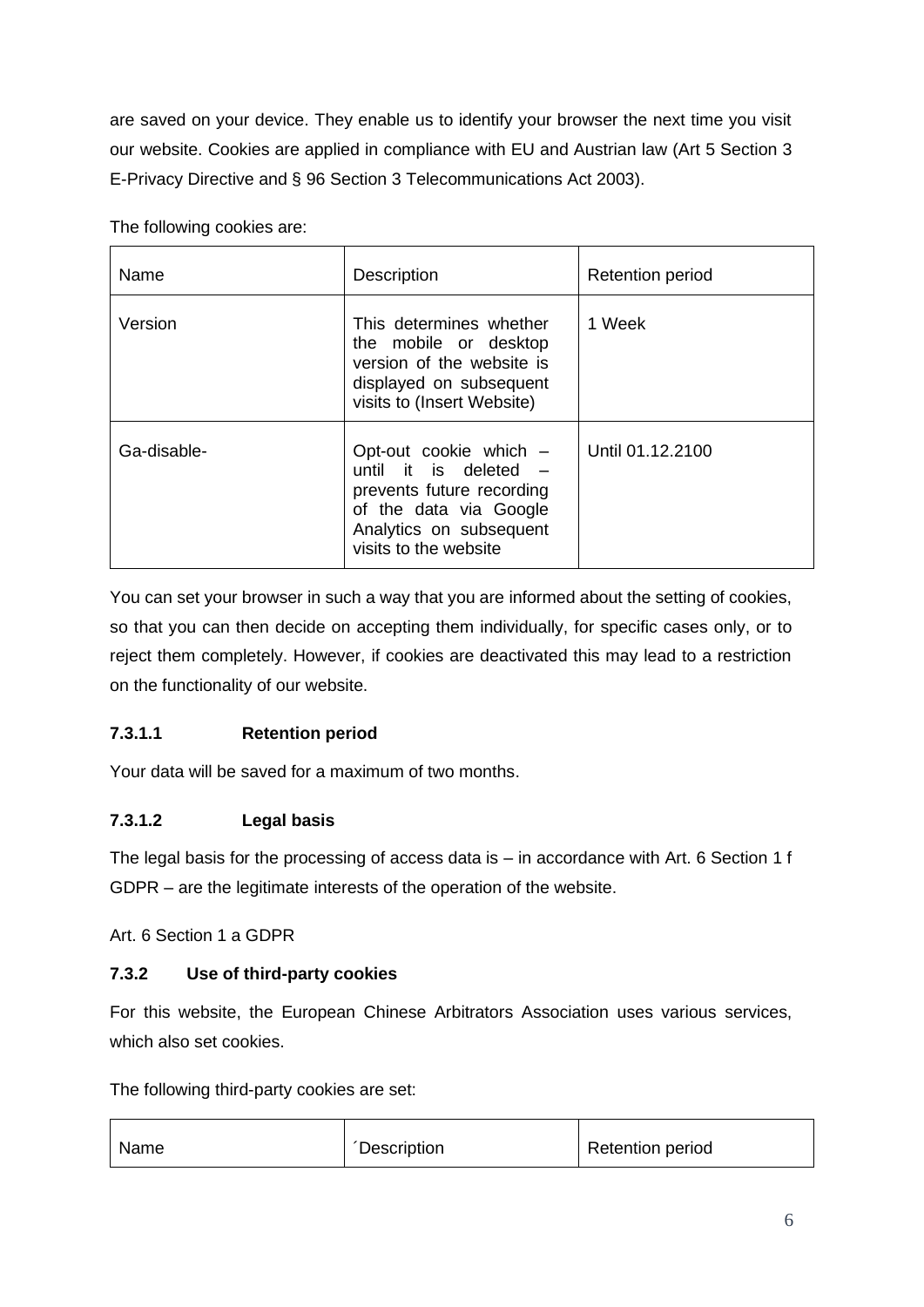are saved on your device. They enable us to identify your browser the next time you visit our website. Cookies are applied in compliance with EU and Austrian law (Art 5 Section 3 E-Privacy Directive and § 96 Section 3 Telecommunications Act 2003).

The following cookies are:

| Name | Description | Retention period |
|---|---|---|
| Version | This determines whether the mobile or desktop version of the website is displayed on subsequent visits to (Insert Website) | 1 Week |
| Ga-disable- | Opt-out cookie which – until it is deleted – prevents future recording of the data via Google Analytics on subsequent visits to the website | Until 01.12.2100 |

You can set your browser in such a way that you are informed about the setting of cookies, so that you can then decide on accepting them individually, for specific cases only, or to reject them completely. However, if cookies are deactivated this may lead to a restriction on the functionality of our website.

#### 7.3.1.1 Retention period

Your data will be saved for a maximum of two months.

#### 7.3.1.2 Legal basis

The legal basis for the processing of access data is – in accordance with Art. 6 Section 1 f GDPR – are the legitimate interests of the operation of the website.

Art. 6 Section 1 a GDPR

### 7.3.2 Use of third-party cookies

For this website, the European Chinese Arbitrators Association uses various services, which also set cookies.

The following third-party cookies are set:

| Name | ´Description | Retention period |
|---|---|---|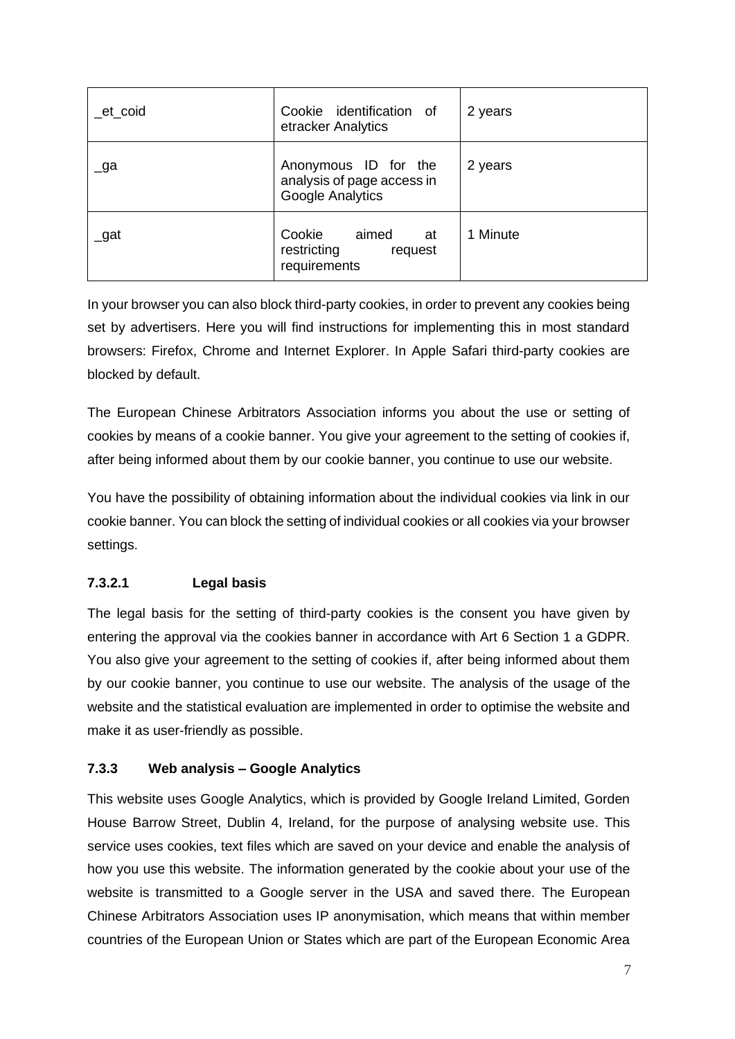| _et_coid | Cookie identification of etracker Analytics | 2 years |
| --- | --- | --- |
| _ga | Anonymous ID for the analysis of page access in Google Analytics | 2 years |
| _gat | Cookie aimed at restricting request requirements | 1 Minute |

In your browser you can also block third-party cookies, in order to prevent any cookies being set by advertisers. Here you will find instructions for implementing this in most standard browsers: Firefox, Chrome and Internet Explorer. In Apple Safari third-party cookies are blocked by default.

The European Chinese Arbitrators Association informs you about the use or setting of cookies by means of a cookie banner. You give your agreement to the setting of cookies if, after being informed about them by our cookie banner, you continue to use our website.

You have the possibility of obtaining information about the individual cookies via link in our cookie banner. You can block the setting of individual cookies or all cookies via your browser settings.

#### 7.3.2.1 Legal basis

The legal basis for the setting of third-party cookies is the consent you have given by entering the approval via the cookies banner in accordance with Art 6 Section 1 a GDPR. You also give your agreement to the setting of cookies if, after being informed about them by our cookie banner, you continue to use our website. The analysis of the usage of the website and the statistical evaluation are implemented in order to optimise the website and make it as user-friendly as possible.

### 7.3.3 Web analysis – Google Analytics

This website uses Google Analytics, which is provided by Google Ireland Limited, Gorden House Barrow Street, Dublin 4, Ireland, for the purpose of analysing website use. This service uses cookies, text files which are saved on your device and enable the analysis of how you use this website. The information generated by the cookie about your use of the website is transmitted to a Google server in the USA and saved there. The European Chinese Arbitrators Association uses IP anonymisation, which means that within member countries of the European Union or States which are part of the European Economic Area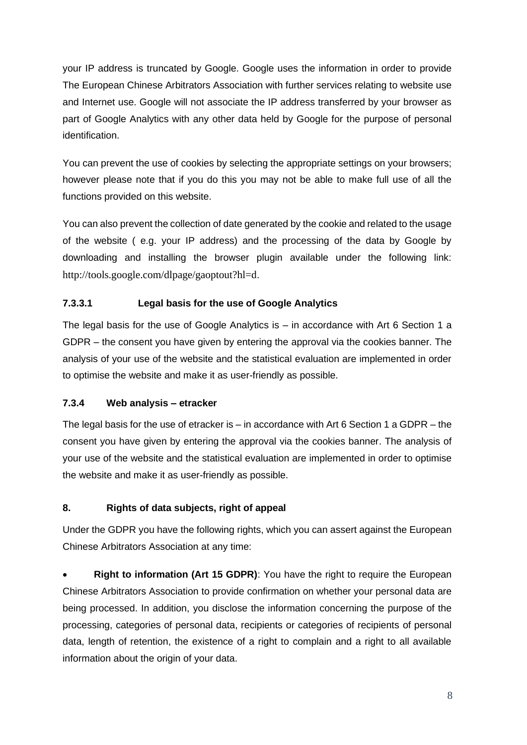your IP address is truncated by Google. Google uses the information in order to provide The European Chinese Arbitrators Association with further services relating to website use and Internet use. Google will not associate the IP address transferred by your browser as part of Google Analytics with any other data held by Google for the purpose of personal identification.

You can prevent the use of cookies by selecting the appropriate settings on your browsers; however please note that if you do this you may not be able to make full use of all the functions provided on this website.

You can also prevent the collection of date generated by the cookie and related to the usage of the website ( e.g. your IP address) and the processing of the data by Google by downloading and installing the browser plugin available under the following link: http://tools.google.com/dlpage/gaoptout?hl=d.

#### 7.3.3.1 Legal basis for the use of Google Analytics

The legal basis for the use of Google Analytics is – in accordance with Art 6 Section 1 a GDPR – the consent you have given by entering the approval via the cookies banner. The analysis of your use of the website and the statistical evaluation are implemented in order to optimise the website and make it as user-friendly as possible.

### 7.3.4 Web analysis – etracker

The legal basis for the use of etracker is – in accordance with Art 6 Section 1 a GDPR – the consent you have given by entering the approval via the cookies banner. The analysis of your use of the website and the statistical evaluation are implemented in order to optimise the website and make it as user-friendly as possible.

## 8. Rights of data subjects, right of appeal

Under the GDPR you have the following rights, which you can assert against the European Chinese Arbitrators Association at any time:

- **Right to information (Art 15 GDPR)**: You have the right to require the European Chinese Arbitrators Association to provide confirmation on whether your personal data are being processed. In addition, you disclose the information concerning the purpose of the processing, categories of personal data, recipients or categories of recipients of personal data, length of retention, the existence of a right to complain and a right to all available information about the origin of your data.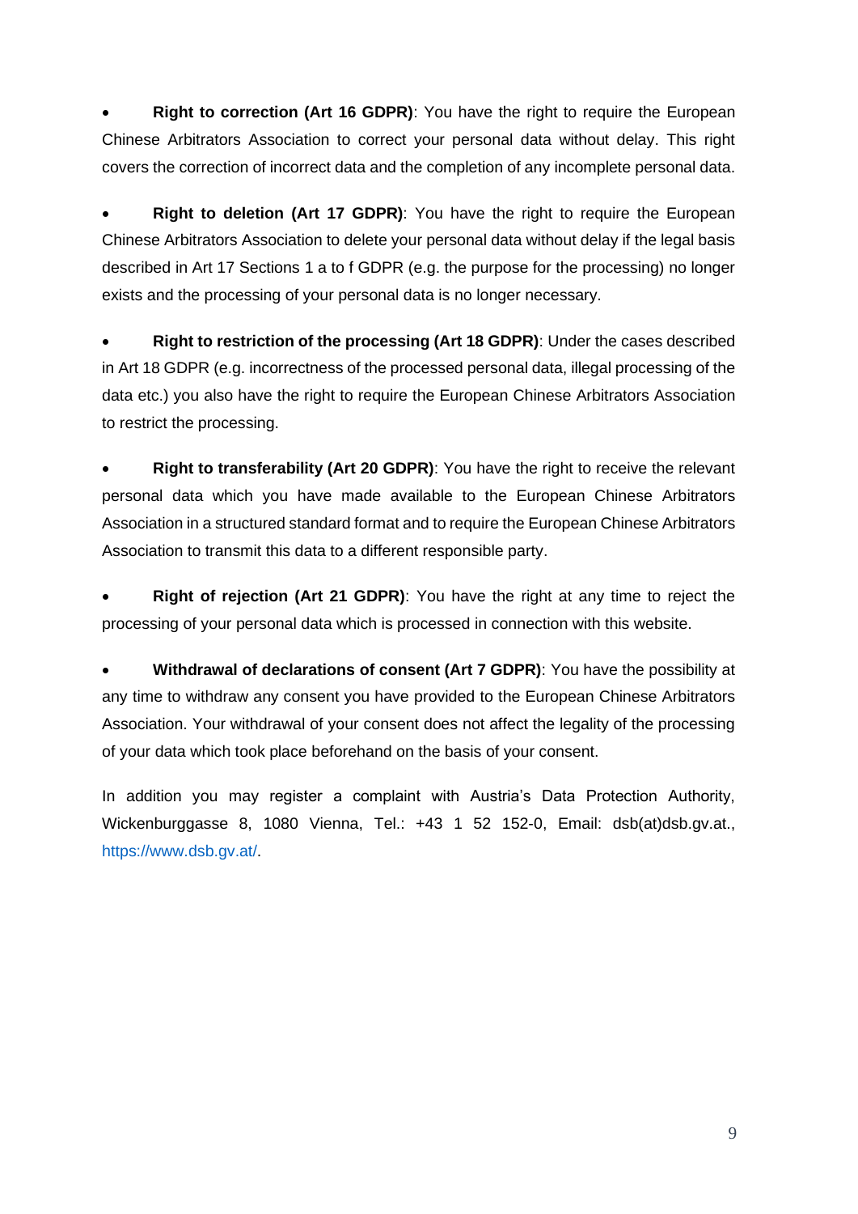- **Right to correction (Art 16 GDPR)**: You have the right to require the European Chinese Arbitrators Association to correct your personal data without delay. This right covers the correction of incorrect data and the completion of any incomplete personal data.

- **Right to deletion (Art 17 GDPR)**: You have the right to require the European Chinese Arbitrators Association to delete your personal data without delay if the legal basis described in Art 17 Sections 1 a to f GDPR (e.g. the purpose for the processing) no longer exists and the processing of your personal data is no longer necessary.

- **Right to restriction of the processing (Art 18 GDPR)**: Under the cases described in Art 18 GDPR (e.g. incorrectness of the processed personal data, illegal processing of the data etc.) you also have the right to require the European Chinese Arbitrators Association to restrict the processing.

- **Right to transferability (Art 20 GDPR)**: You have the right to receive the relevant personal data which you have made available to the European Chinese Arbitrators Association in a structured standard format and to require the European Chinese Arbitrators Association to transmit this data to a different responsible party.

- **Right of rejection (Art 21 GDPR)**: You have the right at any time to reject the processing of your personal data which is processed in connection with this website.

- **Withdrawal of declarations of consent (Art 7 GDPR)**: You have the possibility at any time to withdraw any consent you have provided to the European Chinese Arbitrators Association. Your withdrawal of your consent does not affect the legality of the processing of your data which took place beforehand on the basis of your consent.

In addition you may register a complaint with Austria's Data Protection Authority, Wickenburggasse 8, 1080 Vienna, Tel.: +43 1 52 152-0, Email: dsb(at)dsb.gv.at., https://www.dsb.gv.at/.